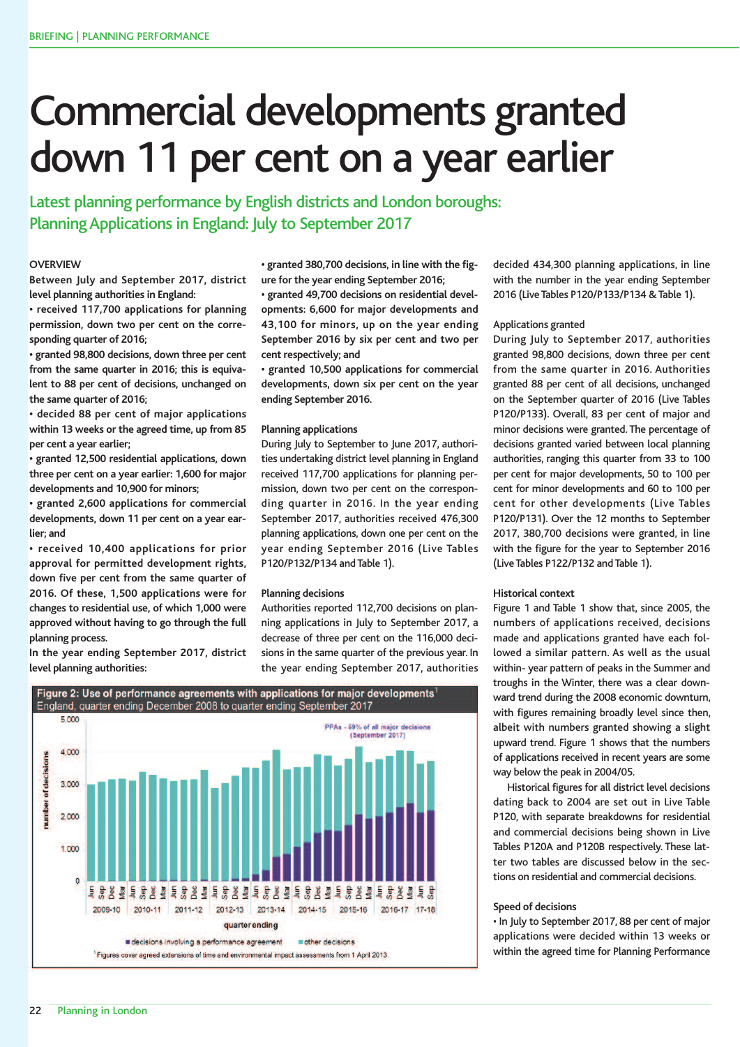# Commercial developments granted down 11 per cent on a year earlier

## Latest planning performance by English districts and London boroughs: Planning Applications in England: July to September 2017

### OVERVIEW

**Between July and September 2017, district level planning authorities in England:**

- **received 117,700 applications for planning permission, down two per cent on the corresponding quarter of 2016;**
- **granted 98,800 decisions, down three per cent from the same quarter in 2016; this is equivalent to 88 per cent of decisions, unchanged on the same quarter of 2016;**
- **decided 88 per cent of major applications within 13 weeks or the agreed time, up from 85 per cent a year earlier;**
- **granted 12,500 residential applications, down three per cent on a year earlier: 1,600 for major developments and 10,900 for minors;**
- **granted 2,600 applications for commercial developments, down 11 per cent on a year earlier; and**
- **received 10,400 applications for prior approval for permitted development rights, down five per cent from the same quarter of 2016. Of these, 1,500 applications were for changes to residential use, of which 1,000 were approved without having to go through the full planning process.**

**In the year ending September 2017, district level planning authorities:**

- **granted 380,700 decisions, in line with the figure for the year ending September 2016;**
- **granted 49,700 decisions on residential developments: 6,600 for major developments and 43,100 for minors, up on the year ending September 2016 by six per cent and two per cent respectively; and**
- **granted 10,500 applications for commercial developments, down six per cent on the year ending September 2016.**

### Planning applications

During July to September to June 2017, authorities undertaking district level planning in England received 117,700 applications for planning permission, down two per cent on the corresponding quarter in 2016. In the year ending September 2017, authorities received 476,300 planning applications, down one per cent on the year ending September 2016 (Live Tables P120/P132/P134 and Table 1).

### Planning decisions

Authorities reported 112,700 decisions on planning applications in July to September 2017, a decrease of three per cent on the 116,000 decisions in the same quarter of the previous year. In the year ending September 2017, authorities decided 434,300 planning applications, in line with the number in the year ending September 2016 (Live Tables P120/P133/P134 & Table 1).

### Applications granted

During July to September 2017, authorities granted 98,800 decisions, down three per cent from the same quarter in 2016. Authorities granted 88 per cent of all decisions, unchanged on the September quarter of 2016 (Live Tables P120/P133). Overall, 83 per cent of major and minor decisions were granted. The percentage of decisions granted varied between local planning authorities, ranging this quarter from 33 to 100 per cent for major developments, 50 to 100 per cent for minor developments and 60 to 100 per cent for other developments (Live Tables P120/P131). Over the 12 months to September 2017, 380,700 decisions were granted, in line with the figure for the year to September 2016 (Live Tables P122/P132 and Table 1).

### Historical context

Figure 1 and Table 1 show that, since 2005, the numbers of applications received, decisions made and applications granted have each followed a similar pattern. As well as the usual within- year pattern of peaks in the Summer and troughs in the Winter, there was a clear downward trend during the 2008 economic downturn, with figures remaining broadly level since then, albeit with numbers granted showing a slight upward trend. Figure 1 shows that the numbers of applications received in recent years are some way below the peak in 2004/05.

Historical figures for all district level decisions dating back to 2004 are set out in Live Table P120, with separate breakdowns for residential and commercial decisions being shown in Live Tables P120A and P120B respectively. These latter two tables are discussed below in the sections on residential and commercial decisions.

### Speed of decisions

- In July to September 2017, 88 per cent of major applications were decided within 13 weeks or within the agreed time for Planning Performance

**Figure 2: Use of performance agreements with applications for major developments**[1]
England, quarter ending December 2008 to quarter ending September 2017

PPAs - 59% of all major decisions (September 2017)

number of decisions; quarter ending

■ decisions involving a performance agreement ■ other decisions

[1] Figures cover agreed extensions of time and environmental impact assessments from 1 April 2013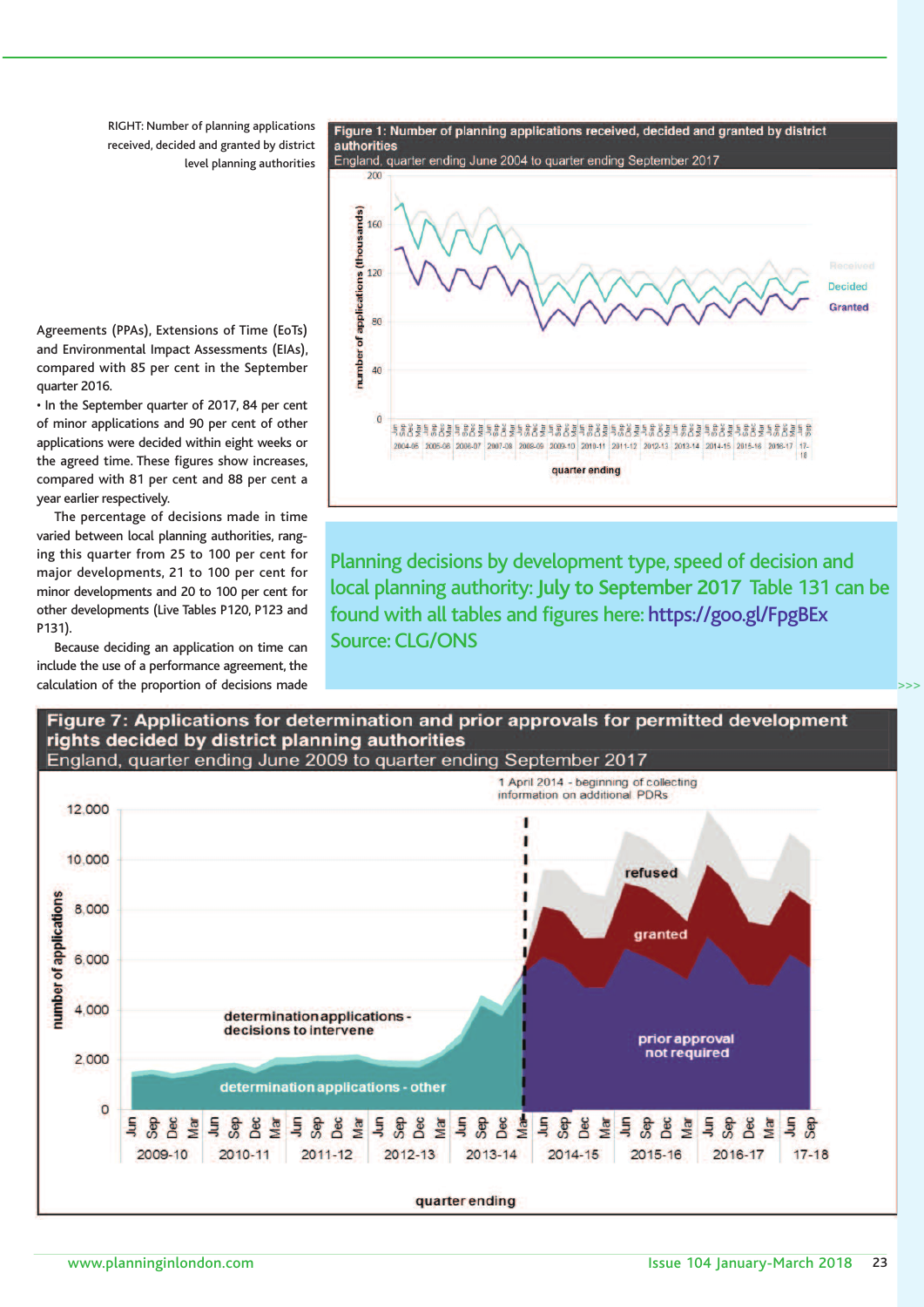RIGHT: Number of planning applications received, decided and granted by district level planning authorities

Agreements (PPAs), Extensions of Time (EoTs) and Environmental Impact Assessments (EIAs), compared with 85 per cent in the September quarter 2016.

- In the September quarter of 2017, 84 per cent of minor applications and 90 per cent of other applications were decided within eight weeks or the agreed time. These figures show increases, compared with 81 per cent and 88 per cent a year earlier respectively.

The percentage of decisions made in time varied between local planning authorities, ranging this quarter from 25 to 100 per cent for major developments, 21 to 100 per cent for minor developments and 20 to 100 per cent for other developments (Live Tables P120, P123 and P131).

Because deciding an application on time can include the use of a performance agreement, the calculation of the proportion of decisions made

**Figure 1: Number of planning applications received, decided and granted by district authorities**
England, quarter ending June 2004 to quarter ending September 2017

Planning decisions by development type, speed of decision and local planning authority: **July to September 2017** Table 131 can be found with all tables and figures here: https://goo.gl/FpgBEx
Source: CLG/ONS

**Figure 7: Applications for determination and prior approvals for permitted development rights decided by district planning authorities**
England, quarter ending June 2009 to quarter ending September 2017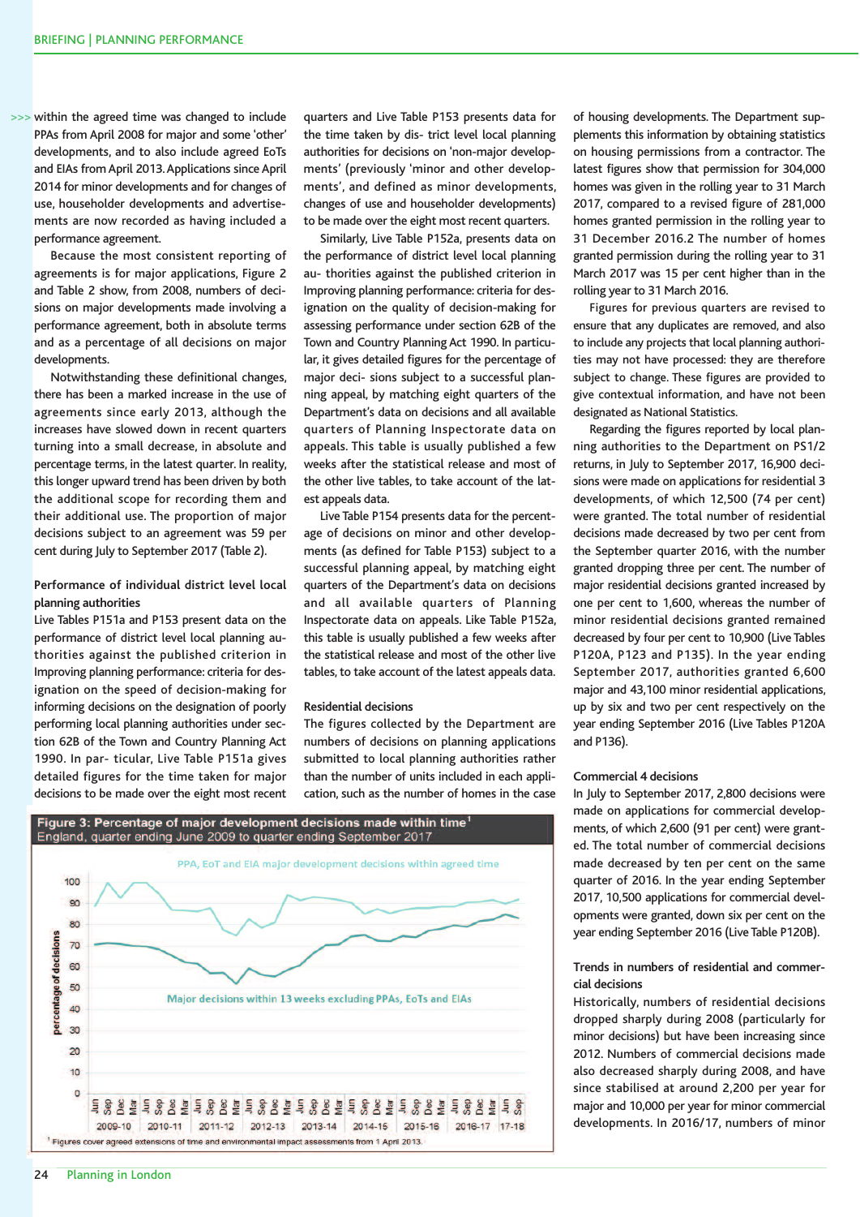within the agreed time was changed to include PPAs from April 2008 for major and some 'other' developments, and to also include agreed EoTs and EIAs from April 2013. Applications since April 2014 for minor developments and for changes of use, householder developments and advertisements are now recorded as having included a performance agreement.

Because the most consistent reporting of agreements is for major applications, Figure 2 and Table 2 show, from 2008, numbers of decisions on major developments made involving a performance agreement, both in absolute terms and as a percentage of all decisions on major developments.

Notwithstanding these definitional changes, there has been a marked increase in the use of agreements since early 2013, although the increases have slowed down in recent quarters turning into a small decrease, in absolute and percentage terms, in the latest quarter. In reality, this longer upward trend has been driven by both the additional scope for recording them and their additional use. The proportion of major decisions subject to an agreement was 59 per cent during July to September 2017 (Table 2).

#### Performance of individual district level local planning authorities

Live Tables P151a and P153 present data on the performance of district level local planning authorities against the published criterion in Improving planning performance: criteria for designation on the speed of decision-making for informing decisions on the designation of poorly performing local planning authorities under section 62B of the Town and Country Planning Act 1990. In particular, Live Table P151a gives detailed figures for the time taken for major decisions to be made over the eight most recent quarters and Live Table P153 presents data for the time taken by district level local planning authorities for decisions on 'non-major developments' (previously 'minor and other developments', and defined as minor developments, changes of use and householder developments) to be made over the eight most recent quarters.

Similarly, Live Table P152a, presents data on the performance of district level local planning authorities against the published criterion in Improving planning performance: criteria for designation on the quality of decision-making for assessing performance under section 62B of the Town and Country Planning Act 1990. In particular, it gives detailed figures for the percentage of major decisions subject to a successful planning appeal, by matching eight quarters of the Department's data on decisions and all available quarters of Planning Inspectorate data on appeals. This table is usually published a few weeks after the statistical release and most of the other live tables, to take account of the latest appeals data.

Live Table P154 presents data for the percentage of decisions on minor and other developments (as defined for Table P153) subject to a successful planning appeal, by matching eight quarters of the Department's data on decisions and all available quarters of Planning Inspectorate data on appeals. Like Table P152a, this table is usually published a few weeks after the statistical release and most of the other live tables, to take account of the latest appeals data.

#### Residential decisions

The figures collected by the Department are numbers of decisions on planning applications submitted to local planning authorities rather than the number of units included in each application, such as the number of homes in the case of housing developments. The Department supplements this information by obtaining statistics on housing permissions from a contractor. The latest figures show that permission for 304,000 homes was given in the rolling year to 31 March 2017, compared to a revised figure of 281,000 homes granted permission in the rolling year to 31 December 2016.2 The number of homes granted permission during the rolling year to 31 March 2017 was 15 per cent higher than in the rolling year to 31 March 2016.

Figures for previous quarters are revised to ensure that any duplicates are removed, and also to include any projects that local planning authorities may not have processed: they are therefore subject to change. These figures are provided to give contextual information, and have not been designated as National Statistics.

Regarding the figures reported by local planning authorities to the Department on PS1/2 returns, in July to September 2017, 16,900 decisions were made on applications for residential 3 developments, of which 12,500 (74 per cent) were granted. The total number of residential decisions made decreased by two per cent from the September quarter 2016, with the number granted dropping three per cent. The number of major residential decisions granted increased by one per cent to 1,600, whereas the number of minor residential decisions granted remained decreased by four per cent to 10,900 (Live Tables P120A, P123 and P135). In the year ending September 2017, authorities granted 6,600 major and 43,100 minor residential applications, up by six and two per cent respectively on the year ending September 2016 (Live Tables P120A and P136).

#### Commercial 4 decisions

In July to September 2017, 2,800 decisions were made on applications for commercial developments, of which 2,600 (91 per cent) were granted. The total number of commercial decisions made decreased by ten per cent on the same quarter of 2016. In the year ending September 2017, 10,500 applications for commercial developments were granted, down six per cent on the year ending September 2016 (Live Table P120B).

#### Trends in numbers of residential and commercial decisions

Historically, numbers of residential decisions dropped sharply during 2008 (particularly for minor decisions) but have been increasing since 2012. Numbers of commercial decisions made also decreased sharply during 2008, and have since stabilised at around 2,200 per year for major and 10,000 per year for minor commercial developments. In 2016/17, numbers of minor

**Figure 3: Percentage of major development decisions made within time[1]**
England, quarter ending June 2009 to quarter ending September 2017

[1] Figures cover agreed extensions of time and environmental impact assessments from 1 April 2013.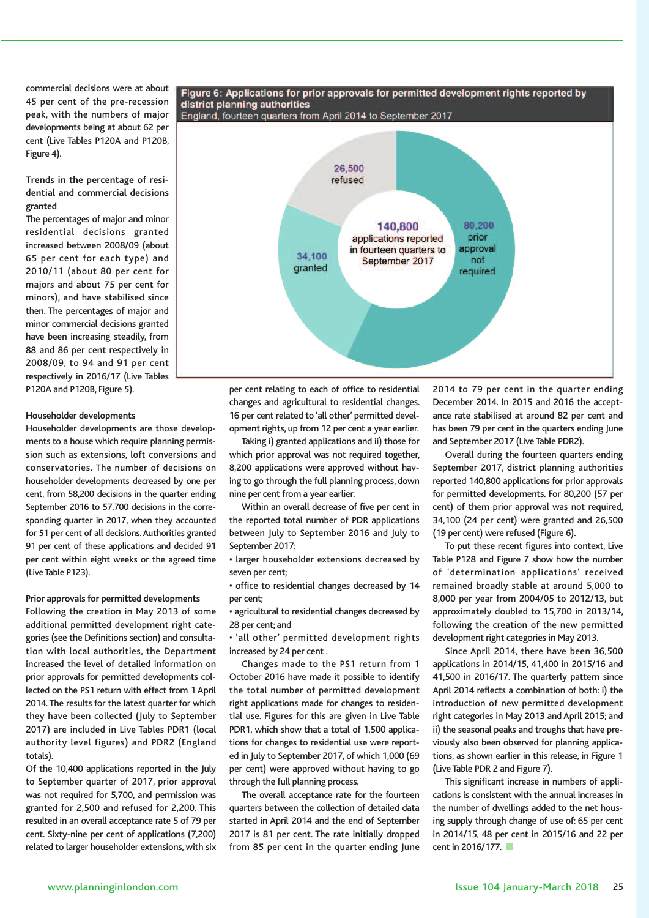commercial decisions were at about 45 per cent of the pre-recession peak, with the numbers of major developments being at about 62 per cent (Live Tables P120A and P120B, Figure 4).

### Trends in the percentage of residential and commercial decisions granted

The percentages of major and minor residential decisions granted increased between 2008/09 (about 65 per cent for each type) and 2010/11 (about 80 per cent for majors and about 75 per cent for minors), and have stabilised since then. The percentages of major and minor commercial decisions granted have been increasing steadily, from 88 and 86 per cent respectively in 2008/09, to 94 and 91 per cent respectively in 2016/17 (Live Tables P120A and P120B, Figure 5).

**Figure 6: Applications for prior approvals for permitted development rights reported by district planning authorities**

England, fourteen quarters from April 2014 to September 2017

140,800
applications reported in fourteen quarters to September 2017

80,200
prior approval not required

34,100
granted

26,500
refused

### Householder developments

Householder developments are those developments to a house which require planning permission such as extensions, loft conversions and conservatories. The number of decisions on householder developments decreased by one per cent, from 58,200 decisions in the quarter ending September 2016 to 57,700 decisions in the corresponding quarter in 2017, when they accounted for 51 per cent of all decisions. Authorities granted 91 per cent of these applications and decided 91 per cent within eight weeks or the agreed time (Live Table P123).

### Prior approvals for permitted developments

Following the creation in May 2013 of some additional permitted development right categories (see the Definitions section) and consultation with local authorities, the Department increased the level of detailed information on prior approvals for permitted developments collected on the PS1 return with effect from 1 April 2014. The results for the latest quarter for which they have been collected (July to September 2017) are included in Live Tables PDR1 (local authority level figures) and PDR2 (England totals).

Of the 10,400 applications reported in the July to September quarter of 2017, prior approval was not required for 5,700, and permission was granted for 2,500 and refused for 2,200. This resulted in an overall acceptance rate 5 of 79 per cent. Sixty-nine per cent of applications (7,200) related to larger householder extensions, with six per cent relating to each of office to residential changes and agricultural to residential changes. 16 per cent related to 'all other' permitted development rights, up from 12 per cent a year earlier.

Taking i) granted applications and ii) those for which prior approval was not required together, 8,200 applications were approved without having to go through the full planning process, down nine per cent from a year earlier.

Within an overall decrease of five per cent in the reported total number of PDR applications between July to September 2016 and July to September 2017:

- larger householder extensions decreased by seven per cent;
- office to residential changes decreased by 14 per cent;
- agricultural to residential changes decreased by 28 per cent; and
- 'all other' permitted development rights increased by 24 per cent .

Changes made to the PS1 return from 1 October 2016 have made it possible to identify the total number of permitted development right applications made for changes to residential use. Figures for this are given in Live Table PDR1, which show that a total of 1,500 applications for changes to residential use were reported in July to September 2017, of which 1,000 (69 per cent) were approved without having to go through the full planning process.

The overall acceptance rate for the fourteen quarters between the collection of detailed data started in April 2014 and the end of September 2017 is 81 per cent. The rate initially dropped from 85 per cent in the quarter ending June 2014 to 79 per cent in the quarter ending December 2014. In 2015 and 2016 the acceptance rate stabilised at around 82 per cent and has been 79 per cent in the quarters ending June and September 2017 (Live Table PDR2).

Overall during the fourteen quarters ending September 2017, district planning authorities reported 140,800 applications for prior approvals for permitted developments. For 80,200 (57 per cent) of them prior approval was not required, 34,100 (24 per cent) were granted and 26,500 (19 per cent) were refused (Figure 6).

To put these recent figures into context, Live Table P128 and Figure 7 show how the number of 'determination applications' received remained broadly stable at around 5,000 to 8,000 per year from 2004/05 to 2012/13, but approximately doubled to 15,700 in 2013/14, following the creation of the new permitted development right categories in May 2013.

Since April 2014, there have been 36,500 applications in 2014/15, 41,400 in 2015/16 and 41,500 in 2016/17. The quarterly pattern since April 2014 reflects a combination of both: i) the introduction of new permitted development right categories in May 2013 and April 2015; and ii) the seasonal peaks and troughs that have previously also been observed for planning applications, as shown earlier in this release, in Figure 1 (Live Table PDR 2 and Figure 7).

This significant increase in numbers of applications is consistent with the annual increases in the number of dwellings added to the net housing supply through change of use of: 65 per cent in 2014/15, 48 per cent in 2015/16 and 22 per cent in 2016/177.